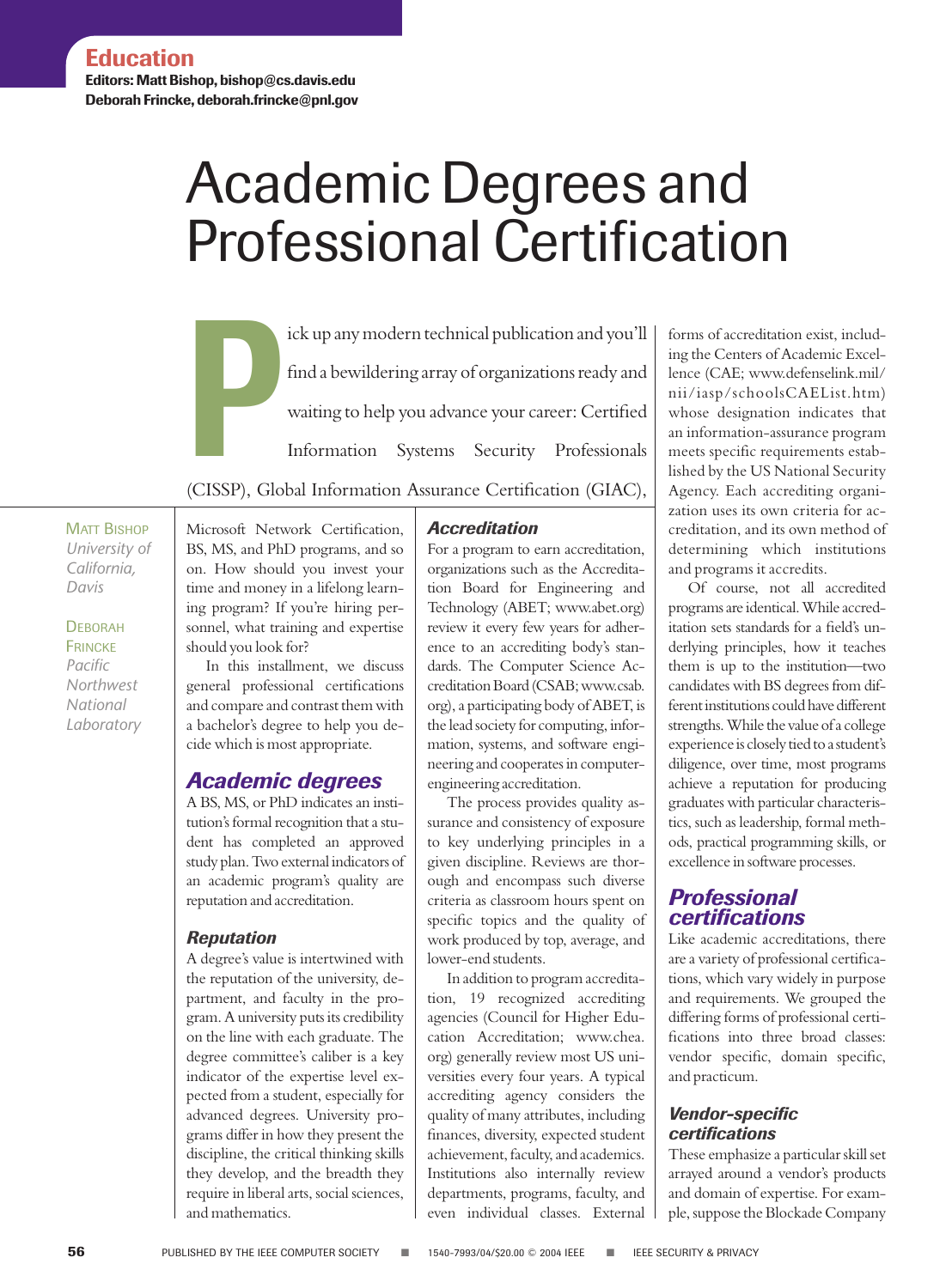Education

Editors: Matt Bishop, bishop@cs.davis.edu
Deborah Frincke, deborah.frincke@pnl.gov

# Academic Degrees and Professional Certification

Matt Bishop
*University of California, Davis*

Deborah Frincke
*Pacific Northwest National Laboratory*

Pick up any modern technical publication and you'll find a bewildering array of organizations ready and waiting to help you advance your career: Certified Information Systems Security Professionals (CISSP), Global Information Assurance Certification (GIAC), Microsoft Network Certification, BS, MS, and PhD programs, and so on. How should you invest your time and money in a lifelong learning program? If you're hiring personnel, what training and expertise should you look for?

In this installment, we discuss general professional certifications and compare and contrast them with a bachelor's degree to help you decide which is most appropriate.

## Academic degrees

A BS, MS, or PhD indicates an institution's formal recognition that a student has completed an approved study plan. Two external indicators of an academic program's quality are reputation and accreditation.

### Reputation

A degree's value is intertwined with the reputation of the university, department, and faculty in the program. A university puts its credibility on the line with each graduate. The degree committee's caliber is a key indicator of the expertise level expected from a student, especially for advanced degrees. University programs differ in how they present the discipline, the critical thinking skills they develop, and the breadth they require in liberal arts, social sciences, and mathematics.

### Accreditation

For a program to earn accreditation, organizations such as the Accreditation Board for Engineering and Technology (ABET; www.abet.org) review it every few years for adherence to an accrediting body's standards. The Computer Science Accreditation Board (CSAB; www.csab.org), a participating body of ABET, is the lead society for computing, information, systems, and software engineering and cooperates in computer-engineering accreditation.

The process provides quality assurance and consistency of exposure to key underlying principles in a given discipline. Reviews are thorough and encompass such diverse criteria as classroom hours spent on specific topics and the quality of work produced by top, average, and lower-end students.

In addition to program accreditation, 19 recognized accrediting agencies (Council for Higher Education Accreditation; www.chea.org) generally review most US universities every four years. A typical accrediting agency considers the quality of many attributes, including finances, diversity, expected student achievement, faculty, and academics. Institutions also internally review departments, programs, faculty, and even individual classes. External forms of accreditation exist, including the Centers of Academic Excellence (CAE; www.defenselink.mil/nii/iasp/schoolsCAEList.htm) whose designation indicates that an information-assurance program meets specific requirements established by the US National Security Agency. Each accrediting organization uses its own criteria for accreditation, and its own method of determining which institutions and programs it accredits.

Of course, not all accredited programs are identical. While accreditation sets standards for a field's underlying principles, how it teaches them is up to the institution—two candidates with BS degrees from different institutions could have different strengths. While the value of a college experience is closely tied to a student's diligence, over time, most programs achieve a reputation for producing graduates with particular characteristics, such as leadership, formal methods, practical programming skills, or excellence in software processes.

## Professional certifications

Like academic accreditations, there are a variety of professional certifications, which vary widely in purpose and requirements. We grouped the differing forms of professional certifications into three broad classes: vendor specific, domain specific, and practicum.

### Vendor-specific certifications

These emphasize a particular skill set arrayed around a vendor's products and domain of expertise. For example, suppose the Blockade Company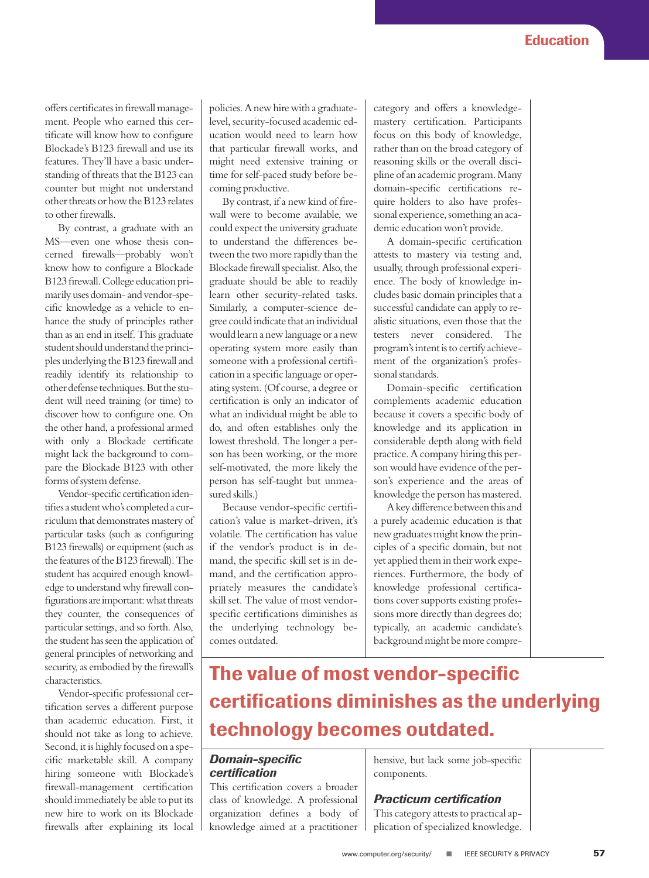offers certificates in firewall management. People who earned this certificate will know how to configure Blockade's B123 firewall and use its features. They'll have a basic understanding of threats that the B123 can counter but might not understand other threats or how the B123 relates to other firewalls.

By contrast, a graduate with an MS—even one whose thesis concerned firewalls—probably won't know how to configure a Blockade B123 firewall. College education primarily uses domain- and vendor-specific knowledge as a vehicle to enhance the study of principles rather than as an end in itself. This graduate student should understand the principles underlying the B123 firewall and readily identify its relationship to other defense techniques. But the student will need training (or time) to discover how to configure one. On the other hand, a professional armed with only a Blockade certificate might lack the background to compare the Blockade B123 with other forms of system defense.

Vendor-specific certification identifies a student who's completed a curriculum that demonstrates mastery of particular tasks (such as configuring B123 firewalls) or equipment (such as the features of the B123 firewall). The student has acquired enough knowledge to understand why firewall configurations are important: what threats they counter, the consequences of particular settings, and so forth. Also, the student has seen the application of general principles of networking and security, as embodied by the firewall's characteristics.

Vendor-specific professional certification serves a different purpose than academic education. First, it should not take as long to achieve. Second, it is highly focused on a specific marketable skill. A company hiring someone with Blockade's firewall-management certification should immediately be able to put its new hire to work on its Blockade firewalls after explaining its local policies. A new hire with a graduate-level, security-focused academic education would need to learn how that particular firewall works, and might need extensive training or time for self-paced study before becoming productive.

By contrast, if a new kind of firewall were to become available, we could expect the university graduate to understand the differences between the two more rapidly than the Blockade firewall specialist. Also, the graduate should be able to readily learn other security-related tasks. Similarly, a computer-science degree could indicate that an individual would learn a new language or a new operating system more easily than someone with a professional certification in a specific language or operating system. (Of course, a degree or certification is only an indicator of what an individual might be able to do, and often establishes only the lowest threshold. The longer a person has been working, or the more self-motivated, the more likely the person has self-taught but unmeasured skills.)

Because vendor-specific certification's value is market-driven, it's volatile. The certification has value if the vendor's product is in demand, the specific skill set is in demand, and the certification appropriately measures the candidate's skill set. The value of most vendor-specific certifications diminishes as the underlying technology becomes outdated.

> **The value of most vendor-specific certifications diminishes as the underlying technology becomes outdated.**

### *Domain-specific certification*

This certification covers a broader class of knowledge. A professional organization defines a body of knowledge aimed at a practitioner category and offers a knowledge-mastery certification. Participants focus on this body of knowledge, rather than on the broad category of reasoning skills or the overall discipline of an academic program. Many domain-specific certifications require holders to also have professional experience, something an academic education won't provide.

A domain-specific certification attests to mastery via testing and, usually, through professional experience. The body of knowledge includes basic domain principles that a successful candidate can apply to realistic situations, even those that the testers never considered. The program's intent is to certify achievement of the organization's professional standards.

Domain-specific certification complements academic education because it covers a specific body of knowledge and its application in considerable depth along with field practice. A company hiring this person would have evidence of the person's experience and the areas of knowledge the person has mastered.

A key difference between this and a purely academic education is that new graduates might know the principles of a specific domain, but not yet applied them in their work experiences. Furthermore, the body of knowledge professional certifications cover supports existing professions more directly than degrees do; typically, an academic candidate's background might be more comprehensive, but lack some job-specific components.

### *Practicum certification*

This category attests to practical application of specialized knowledge.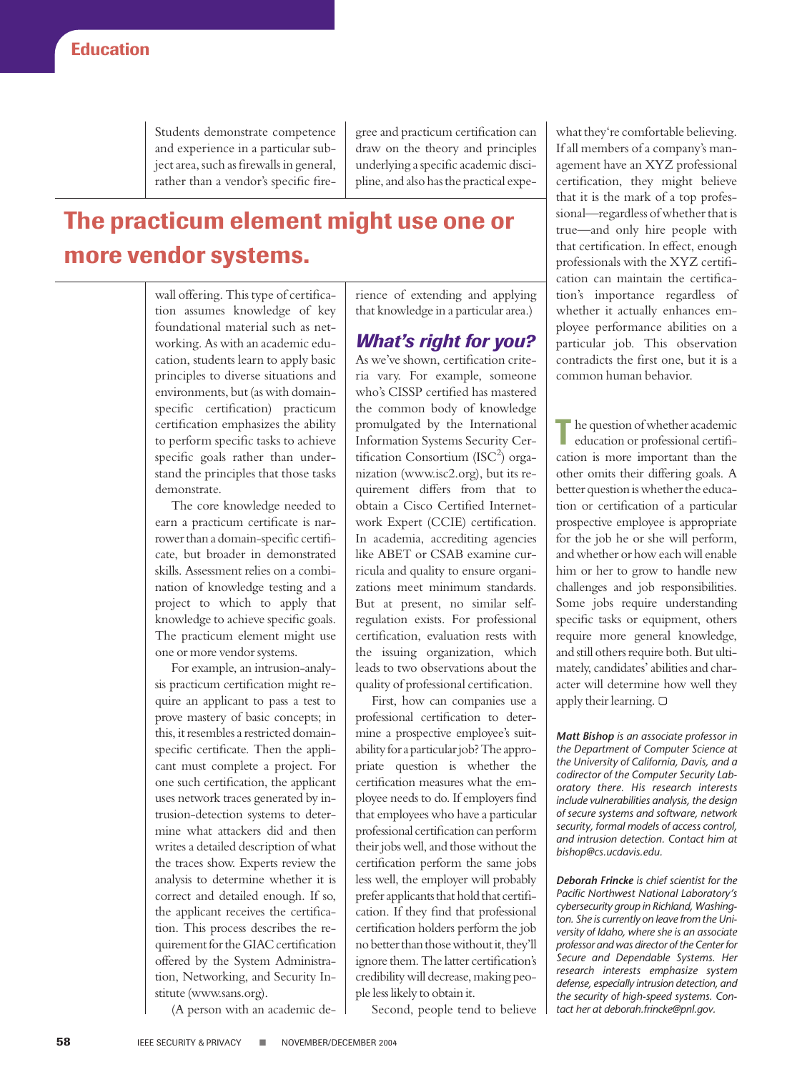Students demonstrate competence and experience in a particular subject area, such as firewalls in general, rather than a vendor's specific firewall offering. This type of certification assumes knowledge of key foundational material such as networking. As with an academic education, students learn to apply basic principles to diverse situations and environments, but (as with domain-specific certification) practicum certification emphasizes the ability to perform specific tasks to achieve specific goals rather than understand the principles that those tasks demonstrate.

**The practicum element might use one or more vendor systems.**

The core knowledge needed to earn a practicum certificate is narrower than a domain-specific certificate, but broader in demonstrated skills. Assessment relies on a combination of knowledge testing and a project to which to apply that knowledge to achieve specific goals. The practicum element might use one or more vendor systems.

For example, an intrusion-analysis practicum certification might require an applicant to pass a test to prove mastery of basic concepts; in this, it resembles a restricted domain-specific certificate. Then the applicant must complete a project. For one such certification, the applicant uses network traces generated by intrusion-detection systems to determine what attackers did and then writes a detailed description of what the traces show. Experts review the analysis to determine whether it is correct and detailed enough. If so, the applicant receives the certification. This process describes the requirement for the GIAC certification offered by the System Administration, Networking, and Security Institute (www.sans.org).

(A person with an academic degree and practicum certification can draw on the theory and principles underlying a specific academic discipline, and also has the practical experience of extending and applying that knowledge in a particular area.)

## What's right for you?

As we've shown, certification criteria vary. For example, someone who's CISSP certified has mastered the common body of knowledge promulgated by the International Information Systems Security Certification Consortium ($ISC^2$) organization (www.isc2.org), but its requirement differs from that to obtain a Cisco Certified Internetwork Expert (CCIE) certification. In academia, accrediting agencies like ABET or CSAB examine curricula and quality to ensure organizations meet minimum standards. But at present, no similar self-regulation exists. For professional certification, evaluation rests with the issuing organization, which leads to two observations about the quality of professional certification.

First, how can companies use a professional certification to determine a prospective employee's suitability for a particular job? The appropriate question is whether the certification measures what the employee needs to do. If employers find that employees who have a particular professional certification can perform their jobs well, and those without the certification perform the same jobs less well, the employer will probably prefer applicants that hold that certification. If they find that professional certification holders perform the job no better than those without it, they'll ignore them. The latter certification's credibility will decrease, making people less likely to obtain it.

Second, people tend to believe what they're comfortable believing. If all members of a company's management have an XYZ professional certification, they might believe that it is the mark of a top professional—regardless of whether that is true—and only hire people with that certification. In effect, enough professionals with the XYZ certification can maintain the certification's importance regardless of whether it actually enhances employee performance abilities on a particular job. This observation contradicts the first one, but it is a common human behavior.

The question of whether academic education or professional certification is more important than the other omits their differing goals. A better question is whether the education or certification of a particular prospective employee is appropriate for the job he or she will perform, and whether or how each will enable him or her to grow to handle new challenges and job responsibilities. Some jobs require understanding specific tasks or equipment, others require more general knowledge, and still others require both. But ultimately, candidates' abilities and character will determine how well they apply their learning. ▢

***Matt Bishop*** *is an associate professor in the Department of Computer Science at the University of California, Davis, and a codirector of the Computer Security Laboratory there. His research interests include vulnerabilities analysis, the design of secure systems and software, network security, formal models of access control, and intrusion detection. Contact him at bishop@cs.ucdavis.edu.*

***Deborah Frincke*** *is chief scientist for the Pacific Northwest National Laboratory's cybersecurity group in Richland, Washington. She is currently on leave from the University of Idaho, where she is an associate professor and was director of the Center for Secure and Dependable Systems. Her research interests emphasize system defense, especially intrusion detection, and the security of high-speed systems. Contact her at deborah.frincke@pnl.gov.*